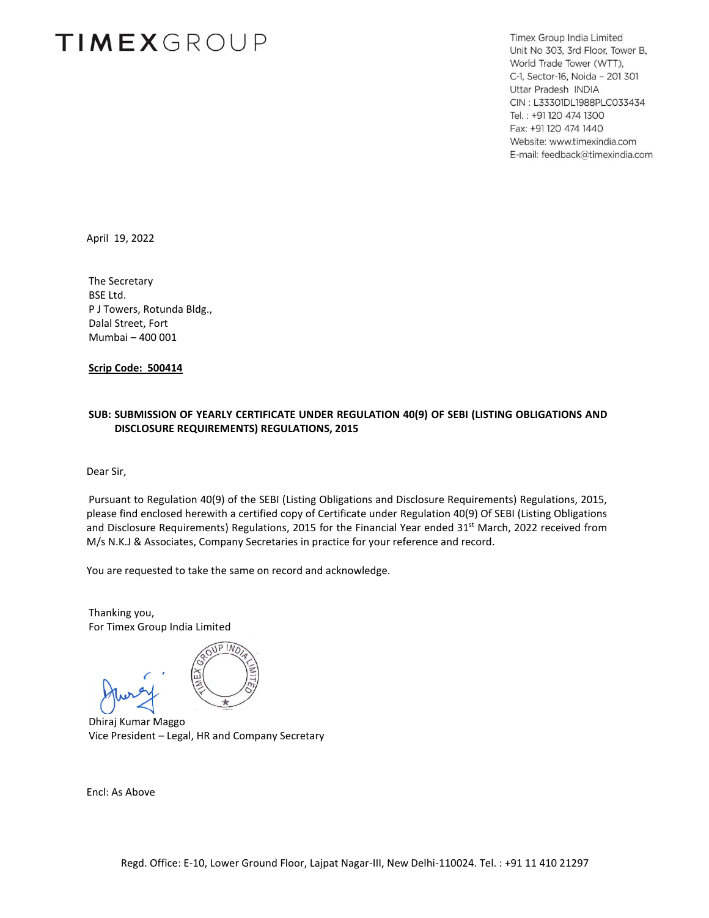# TIMEXGROUP

Timex Group India Limited
Unit No 303, 3rd Floor, Tower B,
World Trade Tower (WTT),
C-1, Sector-16, Noida – 201 301
Uttar Pradesh INDIA
CIN : L33301DL1988PLC033434
Tel. : +91 120 474 1300
Fax: +91 120 474 1440
Website: www.timexindia.com
E-mail: feedback@timexindia.com

April 19, 2022

The Secretary
BSE Ltd.
P J Towers, Rotunda Bldg.,
Dalal Street, Fort
Mumbai – 400 001

**Scrip Code: 500414**

**SUB: SUBMISSION OF YEARLY CERTIFICATE UNDER REGULATION 40(9) OF SEBI (LISTING OBLIGATIONS AND DISCLOSURE REQUIREMENTS) REGULATIONS, 2015**

Dear Sir,

Pursuant to Regulation 40(9) of the SEBI (Listing Obligations and Disclosure Requirements) Regulations, 2015, please find enclosed herewith a certified copy of Certificate under Regulation 40(9) Of SEBI (Listing Obligations and Disclosure Requirements) Regulations, 2015 for the Financial Year ended 31st March, 2022 received from M/s N.K.J & Associates, Company Secretaries in practice for your reference and record.

You are requested to take the same on record and acknowledge.

Thanking you,
For Timex Group India Limited

Dhiraj Kumar Maggo
Vice President – Legal, HR and Company Secretary

Encl: As Above

Regd. Office: E-10, Lower Ground Floor, Lajpat Nagar-III, New Delhi-110024. Tel. : +91 11 410 21297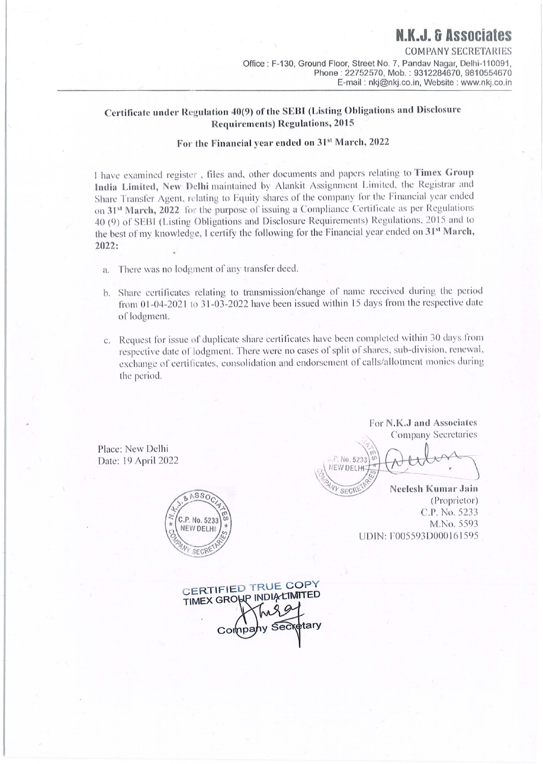# N.K.J. & Associates

COMPANY SECRETARIES

Office : F-130, Ground Floor, Street No. 7, Pandav Nagar, Delhi-110091,
Phone : 22752570, Mob. : 9312284670, 9810554670
E-mail : nkj@nkj.co.in, Website : www.nkj.co.in

**Certificate under Regulation 40(9) of the SEBI (Listing Obligations and Disclosure Requirements) Regulations, 2015**

**For the Financial year ended on 31st March, 2022**

I have examined register , files and, other documents and papers relating to **Timex Group India Limited, New Delhi** maintained by Alankit Assignment Limited, the Registrar and Share Transfer Agent, relating to Equity shares of the company for the Financial year ended on **31st March, 2022** for the purpose of issuing a Compliance Certificate as per Regulations 40 (9) of SEBI (Listing Obligations and Disclosure Requirements) Regulations, 2015 and to the best of my knowledge, I certify the following for the Financial year ended on **31st March, 2022:**

a. There was no lodgment of any transfer deed.

b. Share certificates relating to transmission/change of name received during the period from 01-04-2021 to 31-03-2022 have been issued within 15 days from the respective date of lodgment.

c. Request for issue of duplicate share certificates have been completed within 30 days from respective date of lodgment. There were no cases of split of shares, sub-division, renewal, exchange of certificates, consolidation and endorsement of calls/allotment monies during the period.

Place: New Delhi
Date: 19 April 2022

For **N.K.J and Associates**
Company Secretaries

**Neelesh Kumar Jain**
(Proprietor)
C.P. No. 5233
M.No. 5593
UDIN: F005593D000161595

CERTIFIED TRUE COPY
TIMEX GROUP INDIA LIMITED
Company Secretary